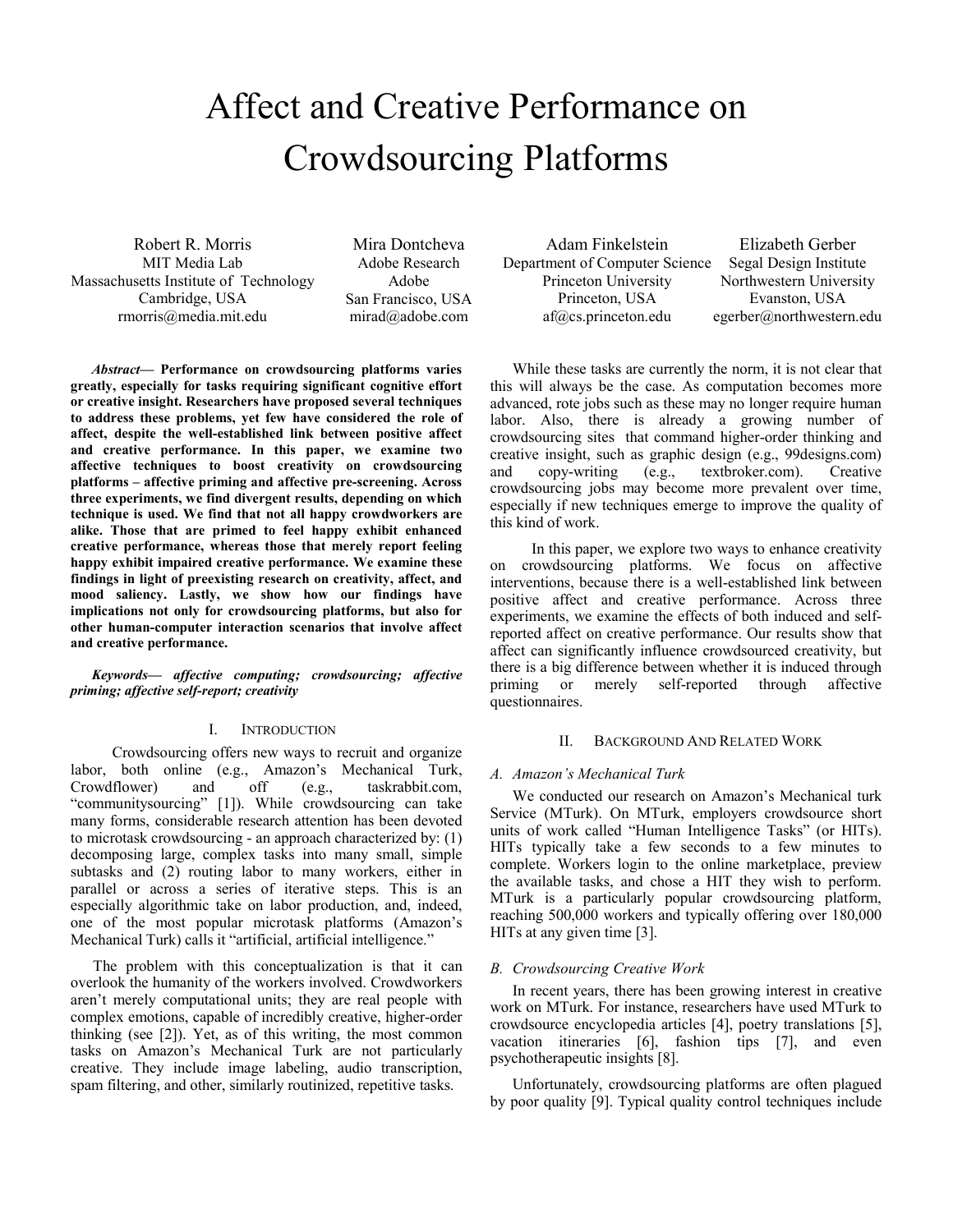# Affect and Creative Performance on Crowdsourcing Platforms

Robert R. Morris
MIT Media Lab
Massachusetts Institute of Technology
Cambridge, USA
rmorris@media.mit.edu

Mira Dontcheva
Adobe Research
Adobe
San Francisco, USA
mirad@adobe.com

Adam Finkelstein
Department of Computer Science
Princeton University
Princeton, USA
af@cs.princeton.edu

Elizabeth Gerber
Segal Design Institute
Northwestern University
Evanston, USA
egerber@northwestern.edu

***Abstract*— Performance on crowdsourcing platforms varies greatly, especially for tasks requiring significant cognitive effort or creative insight. Researchers have proposed several techniques to address these problems, yet few have considered the role of affect, despite the well-established link between positive affect and creative performance. In this paper, we examine two affective techniques to boost creativity on crowdsourcing platforms – affective priming and affective pre-screening. Across three experiments, we find divergent results, depending on which technique is used. We find that not all happy crowdworkers are alike. Those that are primed to feel happy exhibit enhanced creative performance, whereas those that merely report feeling happy exhibit impaired creative performance. We examine these findings in light of preexisting research on creativity, affect, and mood saliency. Lastly, we show how our findings have implications not only for crowdsourcing platforms, but also for other human-computer interaction scenarios that involve affect and creative performance.**

***Keywords*— *affective computing; crowdsourcing; affective priming; affective self-report; creativity***

## I. Introduction

Crowdsourcing offers new ways to recruit and organize labor, both online (e.g., Amazon's Mechanical Turk, Crowdflower) and off (e.g., taskrabbit.com, "communitysourcing" [1]). While crowdsourcing can take many forms, considerable research attention has been devoted to microtask crowdsourcing - an approach characterized by: (1) decomposing large, complex tasks into many small, simple subtasks and (2) routing labor to many workers, either in parallel or across a series of iterative steps. This is an especially algorithmic take on labor production, and, indeed, one of the most popular microtask platforms (Amazon's Mechanical Turk) calls it "artificial, artificial intelligence."

The problem with this conceptualization is that it can overlook the humanity of the workers involved. Crowdworkers aren't merely computational units; they are real people with complex emotions, capable of incredibly creative, higher-order thinking (see [2]). Yet, as of this writing, the most common tasks on Amazon's Mechanical Turk are not particularly creative. They include image labeling, audio transcription, spam filtering, and other, similarly routinized, repetitive tasks.

While these tasks are currently the norm, it is not clear that this will always be the case. As computation becomes more advanced, rote jobs such as these may no longer require human labor. Also, there is already a growing number of crowdsourcing sites that command higher-order thinking and creative insight, such as graphic design (e.g., 99designs.com) and copy-writing (e.g., textbroker.com). Creative crowdsourcing jobs may become more prevalent over time, especially if new techniques emerge to improve the quality of this kind of work.

In this paper, we explore two ways to enhance creativity on crowdsourcing platforms. We focus on affective interventions, because there is a well-established link between positive affect and creative performance. Across three experiments, we examine the effects of both induced and self-reported affect on creative performance. Our results show that affect can significantly influence crowdsourced creativity, but there is a big difference between whether it is induced through priming or merely self-reported through affective questionnaires.

## II. Background And Related Work

### A. Amazon's Mechanical Turk

We conducted our research on Amazon's Mechanical turk Service (MTurk). On MTurk, employers crowdsource short units of work called "Human Intelligence Tasks" (or HITs). HITs typically take a few seconds to a few minutes to complete. Workers login to the online marketplace, preview the available tasks, and chose a HIT they wish to perform. MTurk is a particularly popular crowdsourcing platform, reaching 500,000 workers and typically offering over 180,000 HITs at any given time [3].

### B. Crowdsourcing Creative Work

In recent years, there has been growing interest in creative work on MTurk. For instance, researchers have used MTurk to crowdsource encyclopedia articles [4], poetry translations [5], vacation itineraries [6], fashion tips [7], and even psychotherapeutic insights [8].

Unfortunately, crowdsourcing platforms are often plagued by poor quality [9]. Typical quality control techniques include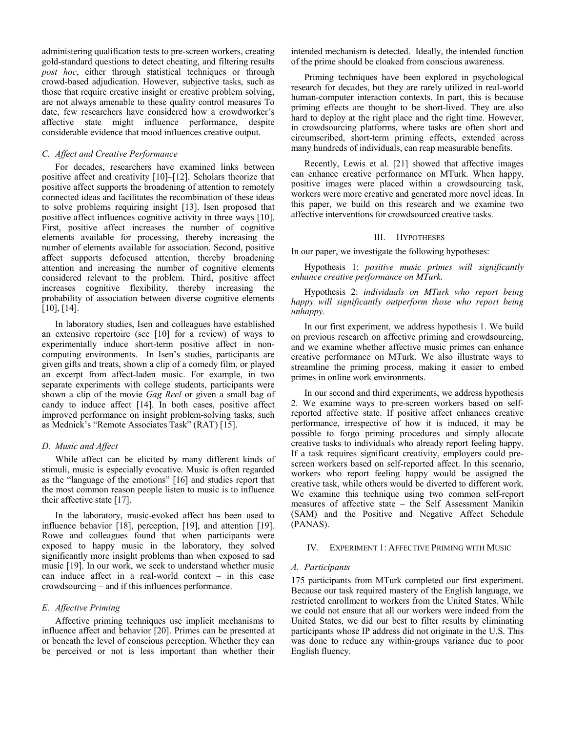administering qualification tests to pre-screen workers, creating gold-standard questions to detect cheating, and filtering results *post hoc*, either through statistical techniques or through crowd-based adjudication. However, subjective tasks, such as those that require creative insight or creative problem solving, are not always amenable to these quality control measures To date, few researchers have considered how a crowdworker's affective state might influence performance, despite considerable evidence that mood influences creative output.

### C. Affect and Creative Performance

For decades, researchers have examined links between positive affect and creativity [10]–[12]. Scholars theorize that positive affect supports the broadening of attention to remotely connected ideas and facilitates the recombination of these ideas to solve problems requiring insight [13]. Isen proposed that positive affect influences cognitive activity in three ways [10]. First, positive affect increases the number of cognitive elements available for processing, thereby increasing the number of elements available for association. Second, positive affect supports defocused attention, thereby broadening attention and increasing the number of cognitive elements considered relevant to the problem. Third, positive affect increases cognitive flexibility, thereby increasing the probability of association between diverse cognitive elements [10], [14].

In laboratory studies, Isen and colleagues have established an extensive repertoire (see [10] for a review) of ways to experimentally induce short-term positive affect in non-computing environments. In Isen's studies, participants are given gifts and treats, shown a clip of a comedy film, or played an excerpt from affect-laden music. For example, in two separate experiments with college students, participants were shown a clip of the movie *Gag Reel* or given a small bag of candy to induce affect [14]. In both cases, positive affect improved performance on insight problem-solving tasks, such as Mednick's "Remote Associates Task" (RAT) [15].

### D. Music and Affect

While affect can be elicited by many different kinds of stimuli, music is especially evocative. Music is often regarded as the "language of the emotions" [16] and studies report that the most common reason people listen to music is to influence their affective state [17].

In the laboratory, music-evoked affect has been used to influence behavior [18], perception, [19], and attention [19]. Rowe and colleagues found that when participants were exposed to happy music in the laboratory, they solved significantly more insight problems than when exposed to sad music [19]. In our work, we seek to understand whether music can induce affect in a real-world context – in this case crowdsourcing – and if this influences performance.

### E. Affective Priming

Affective priming techniques use implicit mechanisms to influence affect and behavior [20]. Primes can be presented at or beneath the level of conscious perception. Whether they can be perceived or not is less important than whether their intended mechanism is detected. Ideally, the intended function of the prime should be cloaked from conscious awareness.

Priming techniques have been explored in psychological research for decades, but they are rarely utilized in real-world human-computer interaction contexts. In part, this is because priming effects are thought to be short-lived. They are also hard to deploy at the right place and the right time. However, in crowdsourcing platforms, where tasks are often short and circumscribed, short-term priming effects, extended across many hundreds of individuals, can reap measurable benefits.

Recently, Lewis et al. [21] showed that affective images can enhance creative performance on MTurk. When happy, positive images were placed within a crowdsourcing task, workers were more creative and generated more novel ideas. In this paper, we build on this research and we examine two affective interventions for crowdsourced creative tasks.

## III. Hypotheses

In our paper, we investigate the following hypotheses:

Hypothesis 1: *positive music primes will significantly enhance creative performance on MTurk.*

Hypothesis 2: *individuals on MTurk who report being happy will significantly outperform those who report being unhappy.*

In our first experiment, we address hypothesis 1. We build on previous research on affective priming and crowdsourcing, and we examine whether affective music primes can enhance creative performance on MTurk. We also illustrate ways to streamline the priming process, making it easier to embed primes in online work environments.

In our second and third experiments, we address hypothesis 2. We examine ways to pre-screen workers based on self-reported affective state. If positive affect enhances creative performance, irrespective of how it is induced, it may be possible to forgo priming procedures and simply allocate creative tasks to individuals who already report feeling happy. If a task requires significant creativity, employers could pre-screen workers based on self-reported affect. In this scenario, workers who report feeling happy would be assigned the creative task, while others would be diverted to different work. We examine this technique using two common self-report measures of affective state – the Self Assessment Manikin (SAM) and the Positive and Negative Affect Schedule (PANAS).

## IV. Experiment 1: Affective Priming with Music

### A. Participants

175 participants from MTurk completed our first experiment. Because our task required mastery of the English language, we restricted enrollment to workers from the United States. While we could not ensure that all our workers were indeed from the United States, we did our best to filter results by eliminating participants whose IP address did not originate in the U.S. This was done to reduce any within-groups variance due to poor English fluency.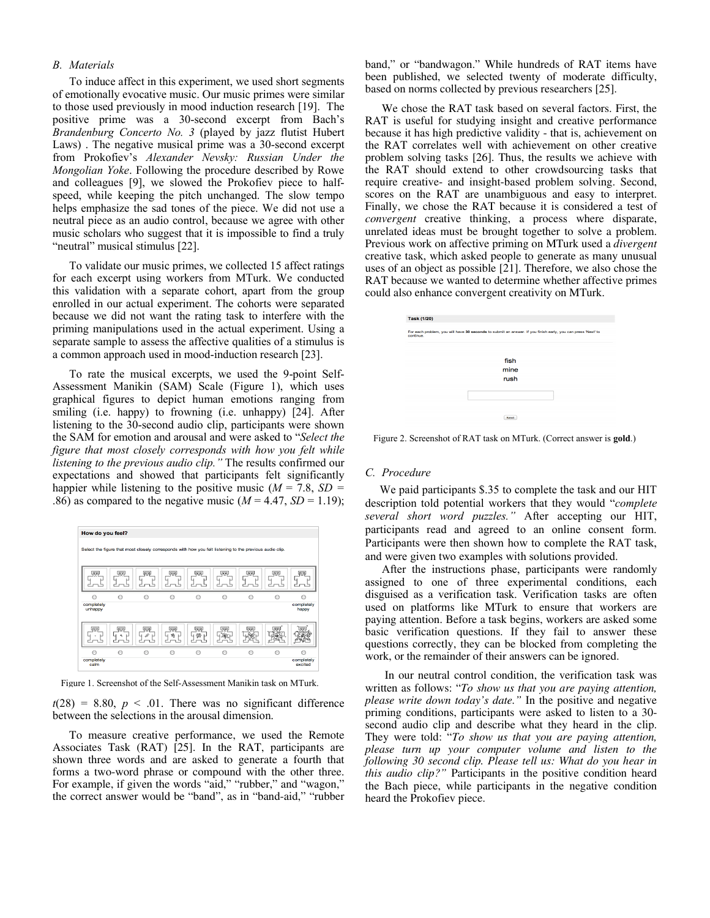### B. Materials

To induce affect in this experiment, we used short segments of emotionally evocative music. Our music primes were similar to those used previously in mood induction research [19]. The positive prime was a 30-second excerpt from Bach's *Brandenburg Concerto No. 3* (played by jazz flutist Hubert Laws) . The negative musical prime was a 30-second excerpt from Prokofiev's *Alexander Nevsky: Russian Under the Mongolian Yoke*. Following the procedure described by Rowe and colleagues [9], we slowed the Prokofiev piece to half-speed, while keeping the pitch unchanged. The slow tempo helps emphasize the sad tones of the piece. We did not use a neutral piece as an audio control, because we agree with other music scholars who suggest that it is impossible to find a truly "neutral" musical stimulus [22].

To validate our music primes, we collected 15 affect ratings for each excerpt using workers from MTurk. We conducted this validation with a separate cohort, apart from the group enrolled in our actual experiment. The cohorts were separated because we did not want the rating task to interfere with the priming manipulations used in the actual experiment. Using a separate sample to assess the affective qualities of a stimulus is a common approach used in mood-induction research [23].

To rate the musical excerpts, we used the 9-point Self-Assessment Manikin (SAM) Scale (Figure 1), which uses graphical figures to depict human emotions ranging from smiling (i.e. happy) to frowning (i.e. unhappy) [24]. After listening to the 30-second audio clip, participants were shown the SAM for emotion and arousal and were asked to "*Select the figure that most closely corresponds with how you felt while listening to the previous audio clip.*" The results confirmed our expectations and showed that participants felt significantly happier while listening to the positive music ($M$ = 7.8, $SD$ = .86) as compared to the negative music ($M$ = 4.47, $SD$ = 1.19); $t(28) = 8.80$, $p < .01$. There was no significant difference between the selections in the arousal dimension.

How do you feel?

Select the figure that most closely corresponds with how you felt listening to the previous audio clip.

completely unhappy

completely happy

completely calm

completely excited

Figure 1. Screenshot of the Self-Assessment Manikin task on MTurk.

To measure creative performance, we used the Remote Associates Task (RAT) [25]. In the RAT, participants are shown three words and are asked to generate a fourth that forms a two-word phrase or compound with the other three. For example, if given the words "aid," "rubber," and "wagon," the correct answer would be "band", as in "band-aid," "rubber band," or "bandwagon." While hundreds of RAT items have been published, we selected twenty of moderate difficulty, based on norms collected by previous researchers [25].

We chose the RAT task based on several factors. First, the RAT is useful for studying insight and creative performance because it has high predictive validity - that is, achievement on the RAT correlates well with achievement on other creative problem solving tasks [26]. Thus, the results we achieve with the RAT should extend to other crowdsourcing tasks that require creative- and insight-based problem solving. Second, scores on the RAT are unambiguous and easy to interpret. Finally, we chose the RAT because it is considered a test of *convergent* creative thinking, a process where disparate, unrelated ideas must be brought together to solve a problem. Previous work on affective priming on MTurk used a *divergent* creative task, which asked people to generate as many unusual uses of an object as possible [21]. Therefore, we also chose the RAT because we wanted to determine whether affective primes could also enhance convergent creativity on MTurk.

Task (1/20)

For each problem, you will have **30 seconds** to submit an answer. If you finish early, you can press 'Next' to continue.

fish
mine
rush

Next

Figure 2. Screenshot of RAT task on MTurk. (Correct answer is **gold**.)

### C. Procedure

We paid participants \$.35 to complete the task and our HIT description told potential workers that they would "*complete several short word puzzles.*" After accepting our HIT, participants read and agreed to an online consent form. Participants were then shown how to complete the RAT task, and were given two examples with solutions provided.

After the instructions phase, participants were randomly assigned to one of three experimental conditions, each disguised as a verification task. Verification tasks are often used on platforms like MTurk to ensure that workers are paying attention. Before a task begins, workers are asked some basic verification questions. If they fail to answer these questions correctly, they can be blocked from completing the work, or the remainder of their answers can be ignored.

In our neutral control condition, the verification task was written as follows: "*To show us that you are paying attention, please write down today's date.*" In the positive and negative priming conditions, participants were asked to listen to a 30-second audio clip and describe what they heard in the clip. They were told: "*To show us that you are paying attention, please turn up your computer volume and listen to the following 30 second clip. Please tell us: What do you hear in this audio clip?*" Participants in the positive condition heard the Bach piece, while participants in the negative condition heard the Prokofiev piece.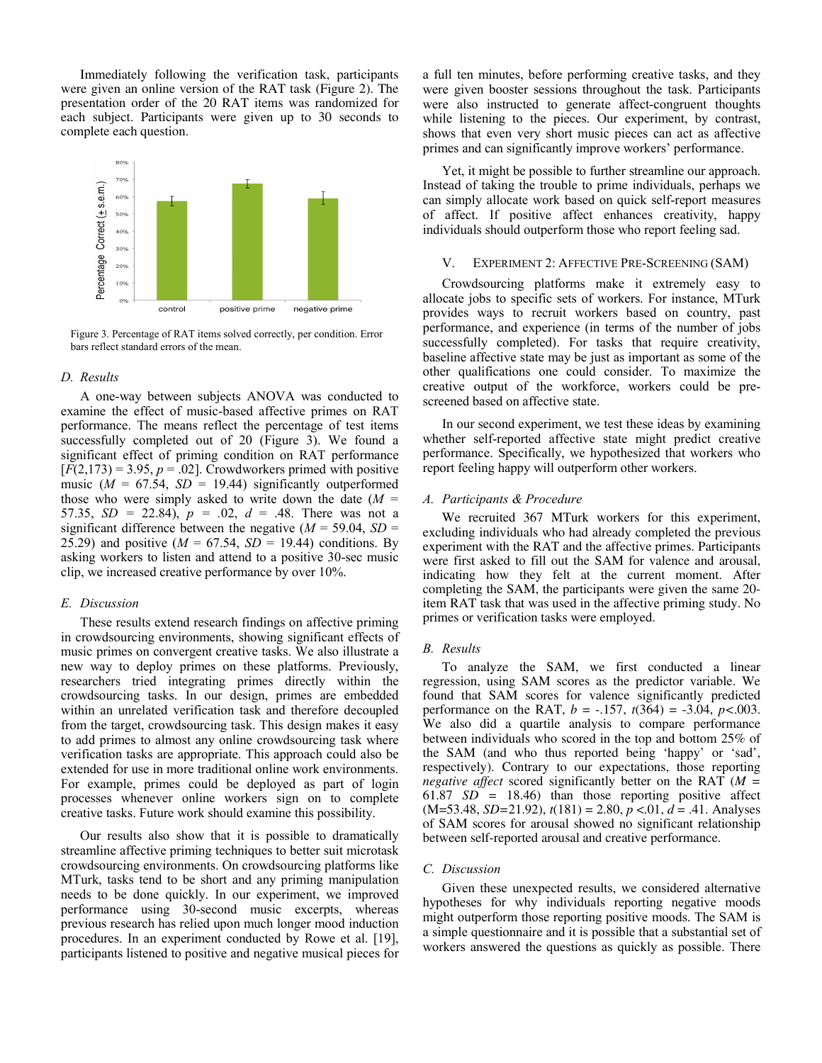Immediately following the verification task, participants were given an online version of the RAT task (Figure 2). The presentation order of the 20 RAT items was randomized for each subject. Participants were given up to 30 seconds to complete each question.

Figure 3. Percentage of RAT items solved correctly, per condition. Error bars reflect standard errors of the mean.

### D. Results

A one-way between subjects ANOVA was conducted to examine the effect of music-based affective primes on RAT performance. The means reflect the percentage of test items successfully completed out of 20 (Figure 3). We found a significant effect of priming condition on RAT performance [$F(2,173) = 3.95$, $p = .02$]. Crowdworkers primed with positive music ($M = 67.54$, $SD = 19.44$) significantly outperformed those who were simply asked to write down the date ($M = 57.35$, $SD = 22.84$), $p = .02$, $d = .48$. There was not a significant difference between the negative ($M = 59.04$, $SD = 25.29$) and positive ($M = 67.54$, $SD = 19.44$) conditions. By asking workers to listen and attend to a positive 30-sec music clip, we increased creative performance by over 10%.

### E. Discussion

These results extend research findings on affective priming in crowdsourcing environments, showing significant effects of music primes on convergent creative tasks. We also illustrate a new way to deploy primes on these platforms. Previously, researchers tried integrating primes directly within the crowdsourcing tasks. In our design, primes are embedded within an unrelated verification task and therefore decoupled from the target, crowdsourcing task. This design makes it easy to add primes to almost any online crowdsourcing task where verification tasks are appropriate. This approach could also be extended for use in more traditional online work environments. For example, primes could be deployed as part of login processes whenever online workers sign on to complete creative tasks. Future work should examine this possibility.

Our results also show that it is possible to dramatically streamline affective priming techniques to better suit microtask crowdsourcing environments. On crowdsourcing platforms like MTurk, tasks tend to be short and any priming manipulation needs to be done quickly. In our experiment, we improved performance using 30-second music excerpts, whereas previous research has relied upon much longer mood induction procedures. In an experiment conducted by Rowe et al. [19], participants listened to positive and negative musical pieces for a full ten minutes, before performing creative tasks, and they were given booster sessions throughout the task. Participants were also instructed to generate affect-congruent thoughts while listening to the pieces. Our experiment, by contrast, shows that even very short music pieces can act as affective primes and can significantly improve workers' performance.

Yet, it might be possible to further streamline our approach. Instead of taking the trouble to prime individuals, perhaps we can simply allocate work based on quick self-report measures of affect. If positive affect enhances creativity, happy individuals should outperform those who report feeling sad.

## V. Experiment 2: Affective Pre-Screening (SAM)

Crowdsourcing platforms make it extremely easy to allocate jobs to specific sets of workers. For instance, MTurk provides ways to recruit workers based on country, past performance, and experience (in terms of the number of jobs successfully completed). For tasks that require creativity, baseline affective state may be just as important as some of the other qualifications one could consider. To maximize the creative output of the workforce, workers could be pre-screened based on affective state.

In our second experiment, we test these ideas by examining whether self-reported affective state might predict creative performance. Specifically, we hypothesized that workers who report feeling happy will outperform other workers.

### A. Participants & Procedure

We recruited 367 MTurk workers for this experiment, excluding individuals who had already completed the previous experiment with the RAT and the affective primes. Participants were first asked to fill out the SAM for valence and arousal, indicating how they felt at the current moment. After completing the SAM, the participants were given the same 20-item RAT task that was used in the affective priming study. No primes or verification tasks were employed.

### B. Results

To analyze the SAM, we first conducted a linear regression, using SAM scores as the predictor variable. We found that SAM scores for valence significantly predicted performance on the RAT, $b = -.157$, $t(364) = -3.04$, $p<.003$. We also did a quartile analysis to compare performance between individuals who scored in the top and bottom 25% of the SAM (and who thus reported being 'happy' or 'sad', respectively). Contrary to our expectations, those reporting *negative affect* scored significantly better on the RAT ($M = 61.87$ $SD = 18.46$) than those reporting positive affect ($M=53.48$, $SD=21.92$), $t(181) = 2.80$, $p<.01$, $d = .41$. Analyses of SAM scores for arousal showed no significant relationship between self-reported arousal and creative performance.

### C. Discussion

Given these unexpected results, we considered alternative hypotheses for why individuals reporting negative moods might outperform those reporting positive moods. The SAM is a simple questionnaire and it is possible that a substantial set of workers answered the questions as quickly as possible. There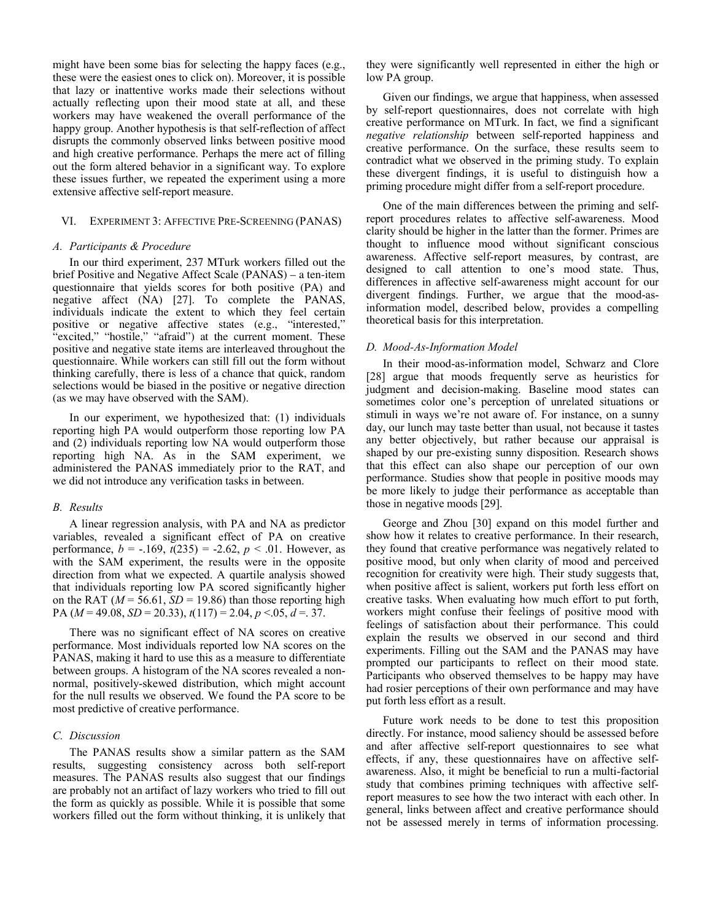might have been some bias for selecting the happy faces (e.g., these were the easiest ones to click on). Moreover, it is possible that lazy or inattentive works made their selections without actually reflecting upon their mood state at all, and these workers may have weakened the overall performance of the happy group. Another hypothesis is that self-reflection of affect disrupts the commonly observed links between positive mood and high creative performance. Perhaps the mere act of filling out the form altered behavior in a significant way. To explore these issues further, we repeated the experiment using a more extensive affective self-report measure.

## VI. Experiment 3: Affective Pre-Screening (PANAS)

### A. Participants & Procedure

In our third experiment, 237 MTurk workers filled out the brief Positive and Negative Affect Scale (PANAS) – a ten-item questionnaire that yields scores for both positive (PA) and negative affect (NA) [27]. To complete the PANAS, individuals indicate the extent to which they feel certain positive or negative affective states (e.g., "interested," "excited," "hostile," "afraid") at the current moment. These positive and negative state items are interleaved throughout the questionnaire. While workers can still fill out the form without thinking carefully, there is less of a chance that quick, random selections would be biased in the positive or negative direction (as we may have observed with the SAM).

In our experiment, we hypothesized that: (1) individuals reporting high PA would outperform those reporting low PA and (2) individuals reporting low NA would outperform those reporting high NA. As in the SAM experiment, we administered the PANAS immediately prior to the RAT, and we did not introduce any verification tasks in between.

### B. Results

A linear regression analysis, with PA and NA as predictor variables, revealed a significant effect of PA on creative performance, $b = -.169$, $t(235) = -2.62$, $p < .01$. However, as with the SAM experiment, the results were in the opposite direction from what we expected. A quartile analysis showed that individuals reporting low PA scored significantly higher on the RAT ($M = 56.61$, $SD = 19.86$) than those reporting high PA ($M = 49.08$, $SD = 20.33$), $t(117) = 2.04$, $p < .05$, $d = .37$.

There was no significant effect of NA scores on creative performance. Most individuals reported low NA scores on the PANAS, making it hard to use this as a measure to differentiate between groups. A histogram of the NA scores revealed a non-normal, positively-skewed distribution, which might account for the null results we observed. We found the PA score to be most predictive of creative performance.

### C. Discussion

The PANAS results show a similar pattern as the SAM results, suggesting consistency across both self-report measures. The PANAS results also suggest that our findings are probably not an artifact of lazy workers who tried to fill out the form as quickly as possible. While it is possible that some workers filled out the form without thinking, it is unlikely that they were significantly well represented in either the high or low PA group.

Given our findings, we argue that happiness, when assessed by self-report questionnaires, does not correlate with high creative performance on MTurk. In fact, we find a significant *negative relationship* between self-reported happiness and creative performance. On the surface, these results seem to contradict what we observed in the priming study. To explain these divergent findings, it is useful to distinguish how a priming procedure might differ from a self-report procedure.

One of the main differences between the priming and self-report procedures relates to affective self-awareness. Mood clarity should be higher in the latter than the former. Primes are thought to influence mood without significant conscious awareness. Affective self-report measures, by contrast, are designed to call attention to one's mood state. Thus, differences in affective self-awareness might account for our divergent findings. Further, we argue that the mood-as-information model, described below, provides a compelling theoretical basis for this interpretation.

### D. Mood-As-Information Model

In their mood-as-information model, Schwarz and Clore [28] argue that moods frequently serve as heuristics for judgment and decision-making. Baseline mood states can sometimes color one's perception of unrelated situations or stimuli in ways we're not aware of. For instance, on a sunny day, our lunch may taste better than usual, not because it tastes any better objectively, but rather because our appraisal is shaped by our pre-existing sunny disposition. Research shows that this effect can also shape our perception of our own performance. Studies show that people in positive moods may be more likely to judge their performance as acceptable than those in negative moods [29].

George and Zhou [30] expand on this model further and show how it relates to creative performance. In their research, they found that creative performance was negatively related to positive mood, but only when clarity of mood and perceived recognition for creativity were high. Their study suggests that, when positive affect is salient, workers put forth less effort on creative tasks. When evaluating how much effort to put forth, workers might confuse their feelings of positive mood with feelings of satisfaction about their performance. This could explain the results we observed in our second and third experiments. Filling out the SAM and the PANAS may have prompted our participants to reflect on their mood state. Participants who observed themselves to be happy may have had rosier perceptions of their own performance and may have put forth less effort as a result.

Future work needs to be done to test this proposition directly. For instance, mood saliency should be assessed before and after affective self-report questionnaires to see what effects, if any, these questionnaires have on affective self-awareness. Also, it might be beneficial to run a multi-factorial study that combines priming techniques with affective self-report measures to see how the two interact with each other. In general, links between affect and creative performance should not be assessed merely in terms of information processing.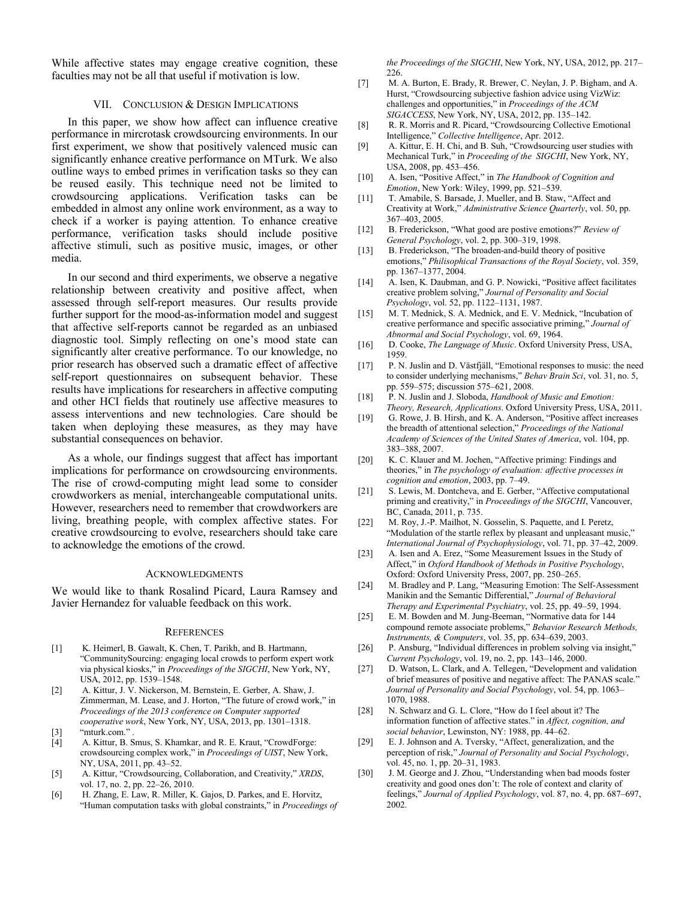While affective states may engage creative cognition, these faculties may not be all that useful if motivation is low.

## VII. Conclusion & Design Implications

In this paper, we show how affect can influence creative performance in mircrotask crowdsourcing environments. In our first experiment, we show that positively valenced music can significantly enhance creative performance on MTurk. We also outline ways to embed primes in verification tasks so they can be reused easily. This technique need not be limited to crowdsourcing applications. Verification tasks can be embedded in almost any online work environment, as a way to check if a worker is paying attention. To enhance creative performance, verification tasks should include positive affective stimuli, such as positive music, images, or other media.

In our second and third experiments, we observe a negative relationship between creativity and positive affect, when assessed through self-report measures. Our results provide further support for the mood-as-information model and suggest that affective self-reports cannot be regarded as an unbiased diagnostic tool. Simply reflecting on one's mood state can significantly alter creative performance. To our knowledge, no prior research has observed such a dramatic effect of affective self-report questionnaires on subsequent behavior. These results have implications for researchers in affective computing and other HCI fields that routinely use affective measures to assess interventions and new technologies. Care should be taken when deploying these measures, as they may have substantial consequences on behavior.

As a whole, our findings suggest that affect has important implications for performance on crowdsourcing environments. The rise of crowd-computing might lead some to consider crowdworkers as menial, interchangeable computational units. However, researchers need to remember that crowdworkers are living, breathing people, with complex affective states. For creative crowdsourcing to evolve, researchers should take care to acknowledge the emotions of the crowd.

## Acknowledgments

We would like to thank Rosalind Picard, Laura Ramsey and Javier Hernandez for valuable feedback on this work.

## References

[1] K. Heimerl, B. Gawalt, K. Chen, T. Parikh, and B. Hartmann, "CommunitySourcing: engaging local crowds to perform expert work via physical kiosks," in *Proceedings of the SIGCHI*, New York, NY, USA, 2012, pp. 1539–1548.

[2] A. Kittur, J. V. Nickerson, M. Bernstein, E. Gerber, A. Shaw, J. Zimmerman, M. Lease, and J. Horton, "The future of crowd work," in *Proceedings of the 2013 conference on Computer supported cooperative work*, New York, NY, USA, 2013, pp. 1301–1318.

[3] "mturk.com." .

[4] A. Kittur, B. Smus, S. Khamkar, and R. E. Kraut, "CrowdForge: crowdsourcing complex work," in *Proceedings of UIST*, New York, NY, USA, 2011, pp. 43–52.

[5] A. Kittur, "Crowdsourcing, Collaboration, and Creativity," *XRDS*, vol. 17, no. 2, pp. 22–26, 2010.

[6] H. Zhang, E. Law, R. Miller, K. Gajos, D. Parkes, and E. Horvitz, "Human computation tasks with global constraints," in *Proceedings of the Proceedings of the SIGCHI*, New York, NY, USA, 2012, pp. 217–226.

[7] M. A. Burton, E. Brady, R. Brewer, C. Neylan, J. P. Bigham, and A. Hurst, "Crowdsourcing subjective fashion advice using VizWiz: challenges and opportunities," in *Proceedings of the ACM SIGACCESS*, New York, NY, USA, 2012, pp. 135–142.

[8] R. R. Morris and R. Picard, "Crowdsourcing Collective Emotional Intelligence," *Collective Intelligence*, Apr. 2012.

[9] A. Kittur, E. H. Chi, and B. Suh, "Crowdsourcing user studies with Mechanical Turk," in *Proceeding of the SIGCHI*, New York, NY, USA, 2008, pp. 453–456.

[10] A. Isen, "Positive Affect," in *The Handbook of Cognition and Emotion*, New York: Wiley, 1999, pp. 521–539.

[11] T. Amabile, S. Barsade, J. Mueller, and B. Staw, "Affect and Creativity at Work," *Administrative Science Quarterly*, vol. 50, pp. 367–403, 2005.

[12] B. Frederickson, "What good are postive emotions?" *Review of General Psychology*, vol. 2, pp. 300–319, 1998.

[13] B. Frederickson, "The broaden-and-build theory of positive emotions," *Philisophical Transactions of the Royal Society*, vol. 359, pp. 1367–1377, 2004.

[14] A. Isen, K. Daubman, and G. P. Nowicki, "Positive affect facilitates creative problem solving," *Journal of Personality and Social Psychology*, vol. 52, pp. 1122–1131, 1987.

[15] M. T. Mednick, S. A. Mednick, and E. V. Mednick, "Incubation of creative performance and specific associative priming," *Journal of Abnormal and Social Psychology*, vol. 69, 1964.

[16] D. Cooke, *The Language of Music*. Oxford University Press, USA, 1959.

[17] P. N. Juslin and D. Västfjäll, "Emotional responses to music: the need to consider underlying mechanisms," *Behav Brain Sci*, vol. 31, no. 5, pp. 559–575; discussion 575–621, 2008.

[18] P. N. Juslin and J. Sloboda, *Handbook of Music and Emotion: Theory, Research, Applications*. Oxford University Press, USA, 2011.

[19] G. Rowe, J. B. Hirsh, and K. A. Anderson, "Positive affect increases the breadth of attentional selection," *Proceedings of the National Academy of Sciences of the United States of America*, vol. 104, pp. 383–388, 2007.

[20] K. C. Klauer and M. Jochen, "Affective priming: Findings and theories," in *The psychology of evaluation: affective processes in cognition and emotion*, 2003, pp. 7–49.

[21] S. Lewis, M. Dontcheva, and E. Gerber, "Affective computational priming and creativity," in *Proceedings of the SIGCHI*, Vancouver, BC, Canada, 2011, p. 735.

[22] M. Roy, J.-P. Mailhot, N. Gosselin, S. Paquette, and I. Peretz, "Modulation of the startle reflex by pleasant and unpleasant music," *International Journal of Psychophysiology*, vol. 71, pp. 37–42, 2009.

[23] A. Isen and A. Erez, "Some Measurement Issues in the Study of Affect," in *Oxford Handbook of Methods in Positive Psychology*, Oxford: Oxford University Press, 2007, pp. 250–265.

[24] M. Bradley and P. Lang, "Measuring Emotion: The Self-Assessment Manikin and the Semantic Differential," *Journal of Behavioral Therapy and Experimental Psychiatry*, vol. 25, pp. 49–59, 1994.

[25] E. M. Bowden and M. Jung-Beeman, "Normative data for 144 compound remote associate problems," *Behavior Research Methods, Instruments, & Computers*, vol. 35, pp. 634–639, 2003.

[26] P. Ansburg, "Individual differences in problem solving via insight," *Current Psychology*, vol. 19, no. 2, pp. 143–146, 2000.

[27] D. Watson, L. Clark, and A. Tellegen, "Development and validation of brief measures of positive and negative affect: The PANAS scale." *Journal of Personality and Social Psychology*, vol. 54, pp. 1063–1070, 1988.

[28] N. Schwarz and G. L. Clore, "How do I feel about it? The information function of affective states." in *Affect, cognition, and social behavior*, Lewinston, NY: 1988, pp. 44–62.

[29] E. J. Johnson and A. Tversky, "Affect, generalization, and the perception of risk," *Journal of Personality and Social Psychology*, vol. 45, no. 1, pp. 20–31, 1983.

[30] J. M. George and J. Zhou, "Understanding when bad moods foster creativity and good ones don't: The role of context and clarity of feelings," *Journal of Applied Psychology*, vol. 87, no. 4, pp. 687–697, 2002.